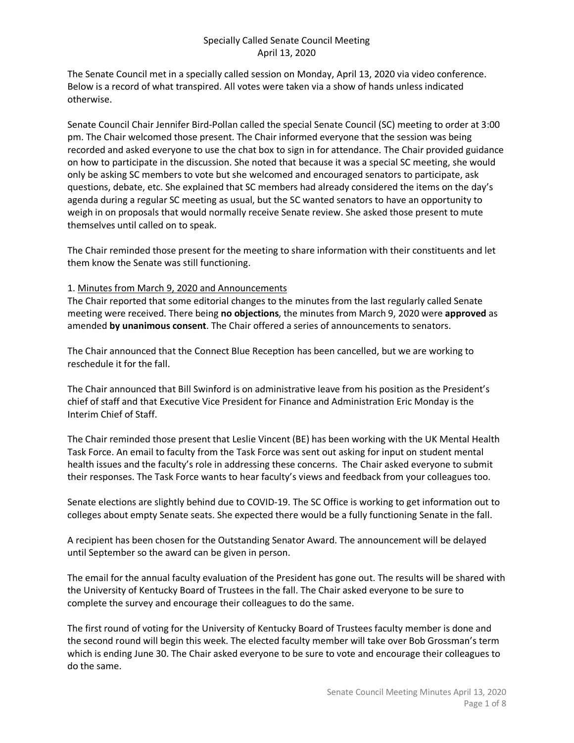# Specially Called Senate Council Meeting
## April 13, 2020

The Senate Council met in a specially called session on Monday, April 13, 2020 via video conference. Below is a record of what transpired. All votes were taken via a show of hands unless indicated otherwise.

Senate Council Chair Jennifer Bird-Pollan called the special Senate Council (SC) meeting to order at 3:00 pm. The Chair welcomed those present. The Chair informed everyone that the session was being recorded and asked everyone to use the chat box to sign in for attendance. The Chair provided guidance on how to participate in the discussion. She noted that because it was a special SC meeting, she would only be asking SC members to vote but she welcomed and encouraged senators to participate, ask questions, debate, etc. She explained that SC members had already considered the items on the day's agenda during a regular SC meeting as usual, but the SC wanted senators to have an opportunity to weigh in on proposals that would normally receive Senate review. She asked those present to mute themselves until called on to speak.

The Chair reminded those present for the meeting to share information with their constituents and let them know the Senate was still functioning.

1. Minutes from March 9, 2020 and Announcements

The Chair reported that some editorial changes to the minutes from the last regularly called Senate meeting were received. There being **no objections**, the minutes from March 9, 2020 were **approved** as amended **by unanimous consent**. The Chair offered a series of announcements to senators.

The Chair announced that the Connect Blue Reception has been cancelled, but we are working to reschedule it for the fall.

The Chair announced that Bill Swinford is on administrative leave from his position as the President's chief of staff and that Executive Vice President for Finance and Administration Eric Monday is the Interim Chief of Staff.

The Chair reminded those present that Leslie Vincent (BE) has been working with the UK Mental Health Task Force. An email to faculty from the Task Force was sent out asking for input on student mental health issues and the faculty's role in addressing these concerns. The Chair asked everyone to submit their responses. The Task Force wants to hear faculty's views and feedback from your colleagues too.

Senate elections are slightly behind due to COVID-19. The SC Office is working to get information out to colleges about empty Senate seats. She expected there would be a fully functioning Senate in the fall.

A recipient has been chosen for the Outstanding Senator Award. The announcement will be delayed until September so the award can be given in person.

The email for the annual faculty evaluation of the President has gone out. The results will be shared with the University of Kentucky Board of Trustees in the fall. The Chair asked everyone to be sure to complete the survey and encourage their colleagues to do the same.

The first round of voting for the University of Kentucky Board of Trustees faculty member is done and the second round will begin this week. The elected faculty member will take over Bob Grossman's term which is ending June 30. The Chair asked everyone to be sure to vote and encourage their colleagues to do the same.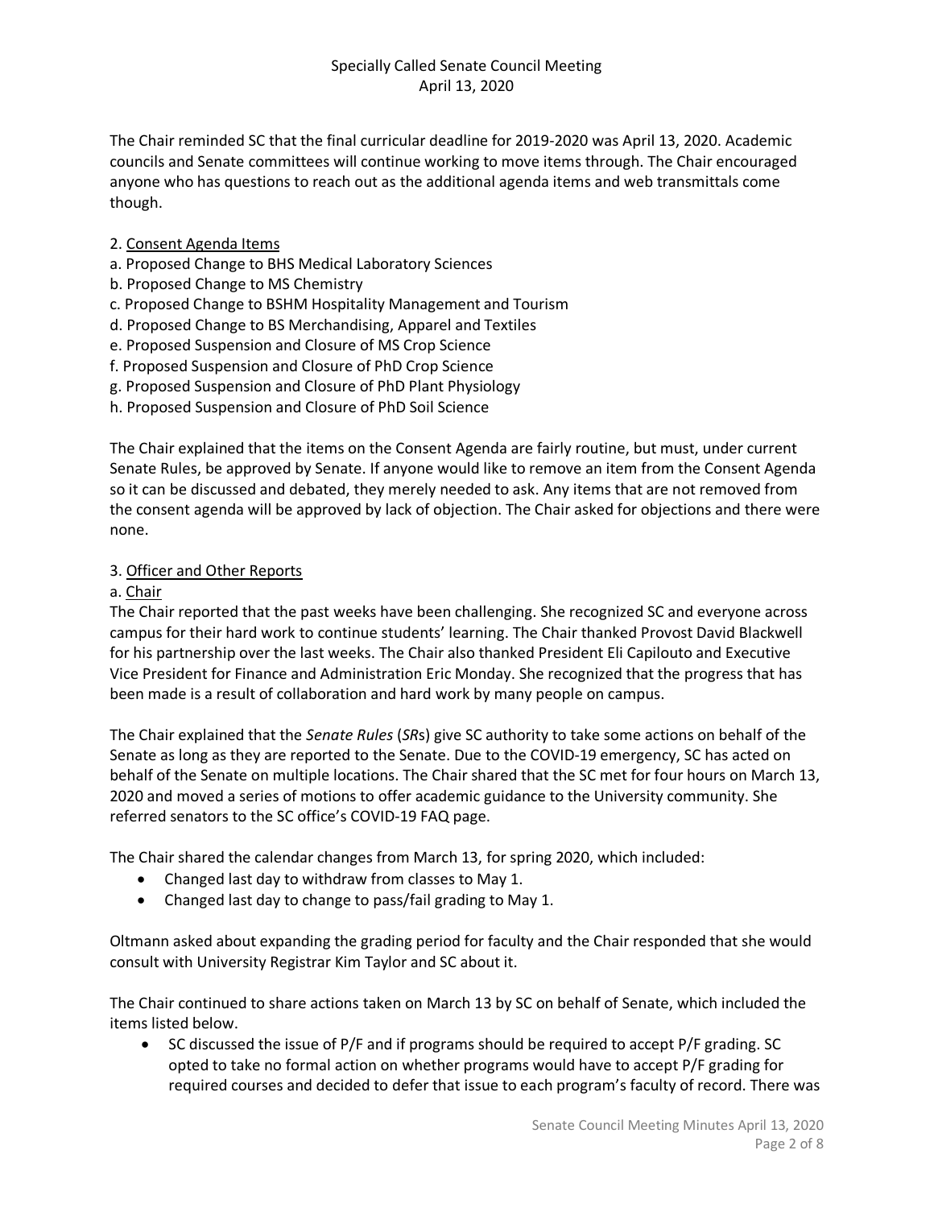The Chair reminded SC that the final curricular deadline for 2019-2020 was April 13, 2020. Academic councils and Senate committees will continue working to move items through. The Chair encouraged anyone who has questions to reach out as the additional agenda items and web transmittals come though.

2. Consent Agenda Items
a. Proposed Change to BHS Medical Laboratory Sciences
b. Proposed Change to MS Chemistry
c. Proposed Change to BSHM Hospitality Management and Tourism
d. Proposed Change to BS Merchandising, Apparel and Textiles
e. Proposed Suspension and Closure of MS Crop Science
f. Proposed Suspension and Closure of PhD Crop Science
g. Proposed Suspension and Closure of PhD Plant Physiology
h. Proposed Suspension and Closure of PhD Soil Science

The Chair explained that the items on the Consent Agenda are fairly routine, but must, under current Senate Rules, be approved by Senate. If anyone would like to remove an item from the Consent Agenda so it can be discussed and debated, they merely needed to ask. Any items that are not removed from the consent agenda will be approved by lack of objection. The Chair asked for objections and there were none.

3. Officer and Other Reports
a. Chair
The Chair reported that the past weeks have been challenging. She recognized SC and everyone across campus for their hard work to continue students' learning. The Chair thanked Provost David Blackwell for his partnership over the last weeks. The Chair also thanked President Eli Capilouto and Executive Vice President for Finance and Administration Eric Monday. She recognized that the progress that has been made is a result of collaboration and hard work by many people on campus.

The Chair explained that the *Senate Rules* (*SR*s) give SC authority to take some actions on behalf of the Senate as long as they are reported to the Senate. Due to the COVID-19 emergency, SC has acted on behalf of the Senate on multiple locations. The Chair shared that the SC met for four hours on March 13, 2020 and moved a series of motions to offer academic guidance to the University community. She referred senators to the SC office's COVID-19 FAQ page.

The Chair shared the calendar changes from March 13, for spring 2020, which included:

- Changed last day to withdraw from classes to May 1.
- Changed last day to change to pass/fail grading to May 1.

Oltmann asked about expanding the grading period for faculty and the Chair responded that she would consult with University Registrar Kim Taylor and SC about it.

The Chair continued to share actions taken on March 13 by SC on behalf of Senate, which included the items listed below.

- SC discussed the issue of P/F and if programs should be required to accept P/F grading. SC opted to take no formal action on whether programs would have to accept P/F grading for required courses and decided to defer that issue to each program's faculty of record. There was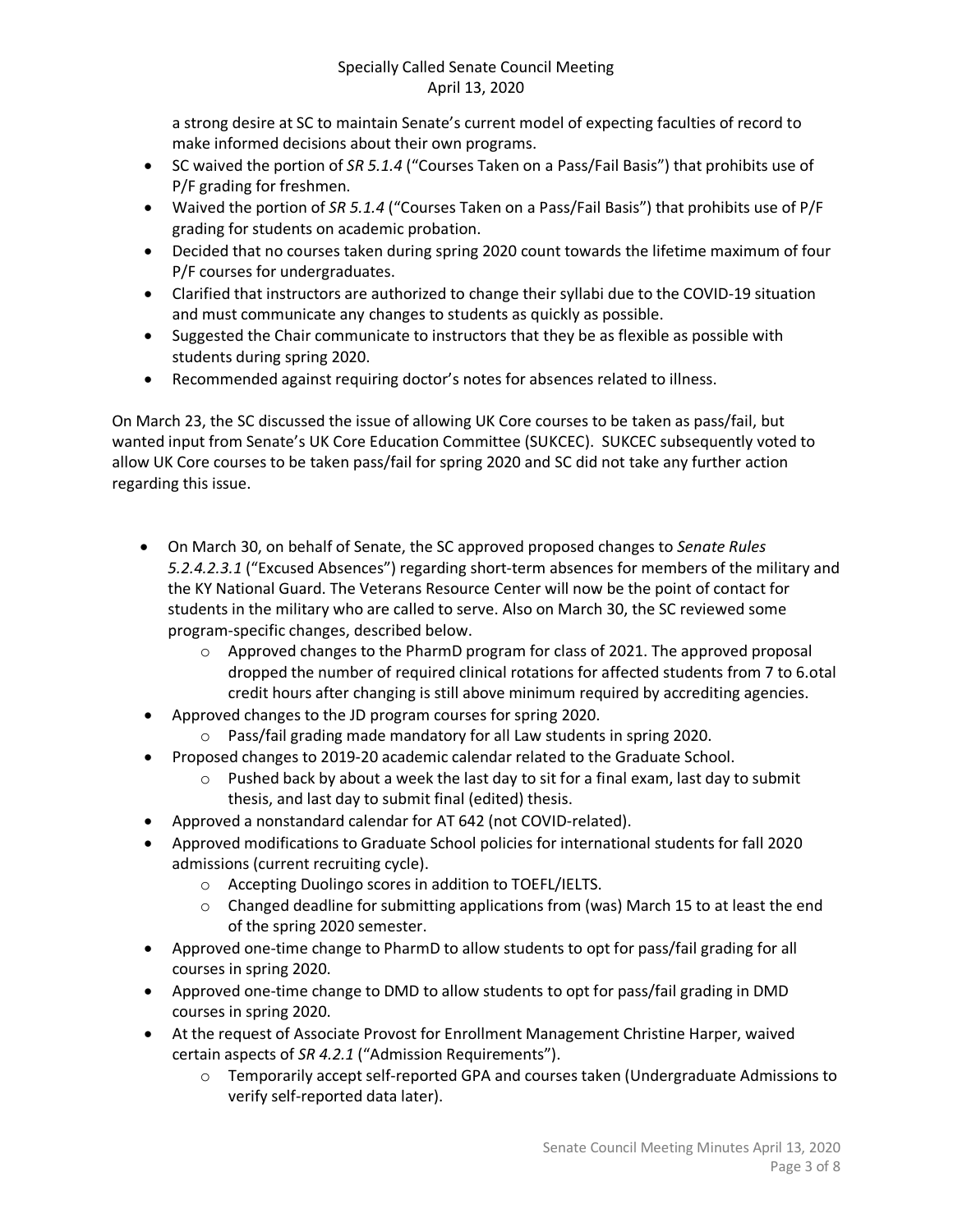a strong desire at SC to maintain Senate's current model of expecting faculties of record to make informed decisions about their own programs.

- SC waived the portion of *SR 5.1.4* ("Courses Taken on a Pass/Fail Basis") that prohibits use of P/F grading for freshmen.
- Waived the portion of *SR 5.1.4* ("Courses Taken on a Pass/Fail Basis") that prohibits use of P/F grading for students on academic probation.
- Decided that no courses taken during spring 2020 count towards the lifetime maximum of four P/F courses for undergraduates.
- Clarified that instructors are authorized to change their syllabi due to the COVID-19 situation and must communicate any changes to students as quickly as possible.
- Suggested the Chair communicate to instructors that they be as flexible as possible with students during spring 2020.
- Recommended against requiring doctor's notes for absences related to illness.

On March 23, the SC discussed the issue of allowing UK Core courses to be taken as pass/fail, but wanted input from Senate's UK Core Education Committee (SUKCEC). SUKCEC subsequently voted to allow UK Core courses to be taken pass/fail for spring 2020 and SC did not take any further action regarding this issue.

- On March 30, on behalf of Senate, the SC approved proposed changes to *Senate Rules 5.2.4.2.3.1* ("Excused Absences") regarding short-term absences for members of the military and the KY National Guard. The Veterans Resource Center will now be the point of contact for students in the military who are called to serve. Also on March 30, the SC reviewed some program-specific changes, described below.
    - Approved changes to the PharmD program for class of 2021. The approved proposal dropped the number of required clinical rotations for affected students from 7 to 6.otal credit hours after changing is still above minimum required by accrediting agencies.
- Approved changes to the JD program courses for spring 2020.
    - Pass/fail grading made mandatory for all Law students in spring 2020.
- Proposed changes to 2019-20 academic calendar related to the Graduate School.
    - Pushed back by about a week the last day to sit for a final exam, last day to submit thesis, and last day to submit final (edited) thesis.
- Approved a nonstandard calendar for AT 642 (not COVID-related).
- Approved modifications to Graduate School policies for international students for fall 2020 admissions (current recruiting cycle).
    - Accepting Duolingo scores in addition to TOEFL/IELTS.
    - Changed deadline for submitting applications from (was) March 15 to at least the end of the spring 2020 semester.
- Approved one-time change to PharmD to allow students to opt for pass/fail grading for all courses in spring 2020.
- Approved one-time change to DMD to allow students to opt for pass/fail grading in DMD courses in spring 2020.
- At the request of Associate Provost for Enrollment Management Christine Harper, waived certain aspects of *SR 4.2.1* ("Admission Requirements").
    - Temporarily accept self-reported GPA and courses taken (Undergraduate Admissions to verify self-reported data later).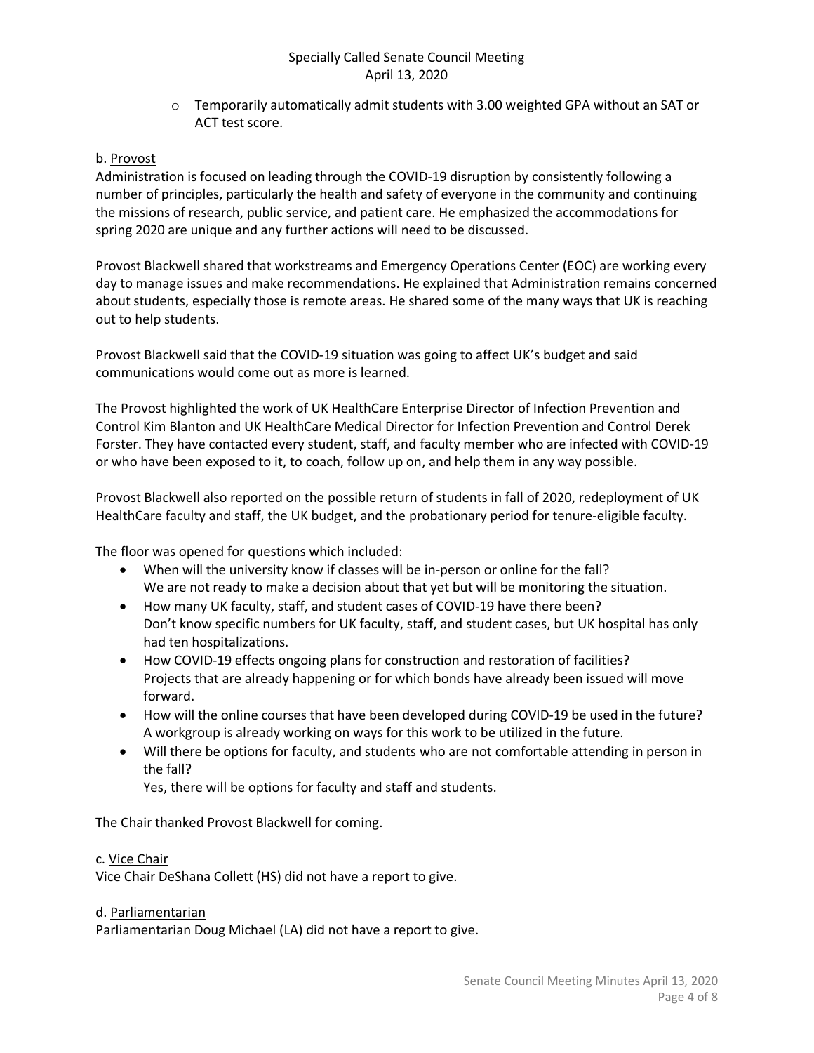- Temporarily automatically admit students with 3.00 weighted GPA without an SAT or ACT test score.

b. Provost

Administration is focused on leading through the COVID-19 disruption by consistently following a number of principles, particularly the health and safety of everyone in the community and continuing the missions of research, public service, and patient care. He emphasized the accommodations for spring 2020 are unique and any further actions will need to be discussed.

Provost Blackwell shared that workstreams and Emergency Operations Center (EOC) are working every day to manage issues and make recommendations. He explained that Administration remains concerned about students, especially those is remote areas. He shared some of the many ways that UK is reaching out to help students.

Provost Blackwell said that the COVID-19 situation was going to affect UK's budget and said communications would come out as more is learned.

The Provost highlighted the work of UK HealthCare Enterprise Director of Infection Prevention and Control Kim Blanton and UK HealthCare Medical Director for Infection Prevention and Control Derek Forster. They have contacted every student, staff, and faculty member who are infected with COVID-19 or who have been exposed to it, to coach, follow up on, and help them in any way possible.

Provost Blackwell also reported on the possible return of students in fall of 2020, redeployment of UK HealthCare faculty and staff, the UK budget, and the probationary period for tenure-eligible faculty.

The floor was opened for questions which included:

- When will the university know if classes will be in-person or online for the fall?
  We are not ready to make a decision about that yet but will be monitoring the situation.
- How many UK faculty, staff, and student cases of COVID-19 have there been?
  Don't know specific numbers for UK faculty, staff, and student cases, but UK hospital has only had ten hospitalizations.
- How COVID-19 effects ongoing plans for construction and restoration of facilities?
  Projects that are already happening or for which bonds have already been issued will move forward.
- How will the online courses that have been developed during COVID-19 be used in the future?
  A workgroup is already working on ways for this work to be utilized in the future.
- Will there be options for faculty, and students who are not comfortable attending in person in the fall?
  Yes, there will be options for faculty and staff and students.

The Chair thanked Provost Blackwell for coming.

c. Vice Chair

Vice Chair DeShana Collett (HS) did not have a report to give.

d. Parliamentarian

Parliamentarian Doug Michael (LA) did not have a report to give.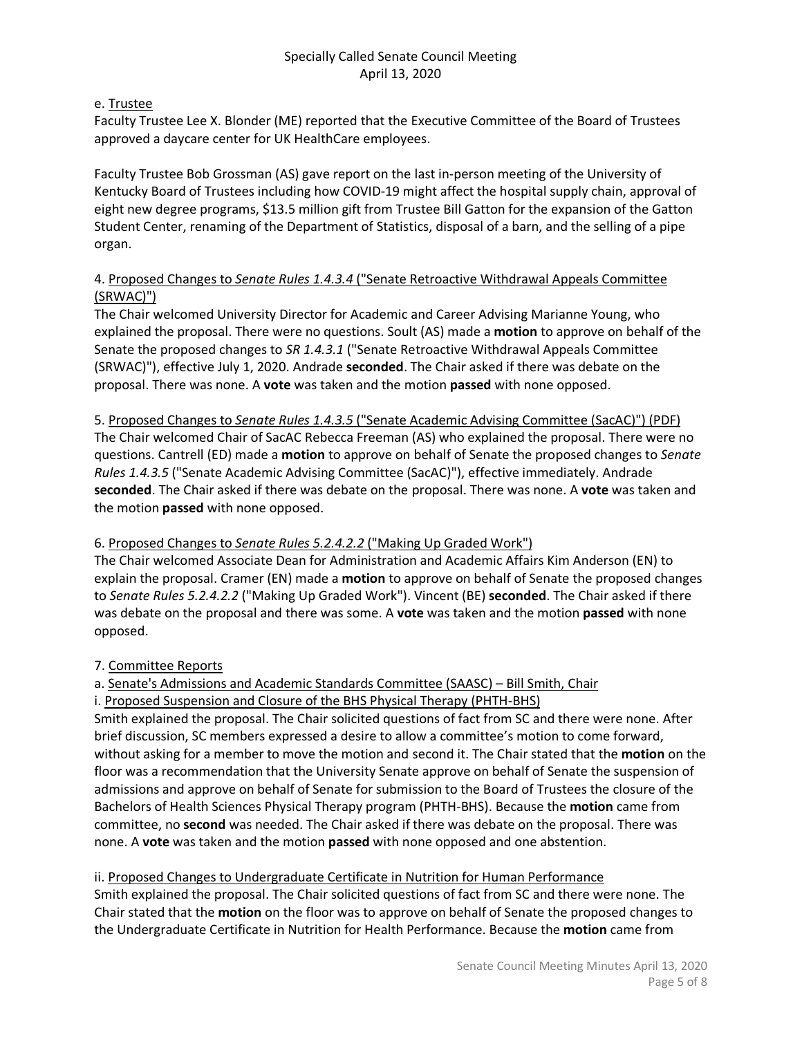e. Trustee

Faculty Trustee Lee X. Blonder (ME) reported that the Executive Committee of the Board of Trustees approved a daycare center for UK HealthCare employees.

Faculty Trustee Bob Grossman (AS) gave report on the last in-person meeting of the University of Kentucky Board of Trustees including how COVID-19 might affect the hospital supply chain, approval of eight new degree programs, $13.5 million gift from Trustee Bill Gatton for the expansion of the Gatton Student Center, renaming of the Department of Statistics, disposal of a barn, and the selling of a pipe organ.

4. Proposed Changes to *Senate Rules 1.4.3.4* ("Senate Retroactive Withdrawal Appeals Committee (SRWAC)")

The Chair welcomed University Director for Academic and Career Advising Marianne Young, who explained the proposal. There were no questions. Soult (AS) made a **motion** to approve on behalf of the Senate the proposed changes to *SR 1.4.3.1* ("Senate Retroactive Withdrawal Appeals Committee (SRWAC)"), effective July 1, 2020. Andrade **seconded**. The Chair asked if there was debate on the proposal. There was none. A **vote** was taken and the motion **passed** with none opposed.

5. Proposed Changes to *Senate Rules 1.4.3.5* ("Senate Academic Advising Committee (SacAC)") (PDF)

The Chair welcomed Chair of SacAC Rebecca Freeman (AS) who explained the proposal. There were no questions. Cantrell (ED) made a **motion** to approve on behalf of Senate the proposed changes to *Senate Rules 1.4.3.5* ("Senate Academic Advising Committee (SacAC)"), effective immediately. Andrade **seconded**. The Chair asked if there was debate on the proposal. There was none. A **vote** was taken and the motion **passed** with none opposed.

6. Proposed Changes to *Senate Rules 5.2.4.2.2* ("Making Up Graded Work")

The Chair welcomed Associate Dean for Administration and Academic Affairs Kim Anderson (EN) to explain the proposal. Cramer (EN) made a **motion** to approve on behalf of Senate the proposed changes to *Senate Rules 5.2.4.2.2* ("Making Up Graded Work"). Vincent (BE) **seconded**. The Chair asked if there was debate on the proposal and there was some. A **vote** was taken and the motion **passed** with none opposed.

7. Committee Reports

a. Senate's Admissions and Academic Standards Committee (SAASC) – Bill Smith, Chair

i. Proposed Suspension and Closure of the BHS Physical Therapy (PHTH-BHS)

Smith explained the proposal. The Chair solicited questions of fact from SC and there were none. After brief discussion, SC members expressed a desire to allow a committee's motion to come forward, without asking for a member to move the motion and second it. The Chair stated that the **motion** on the floor was a recommendation that the University Senate approve on behalf of Senate the suspension of admissions and approve on behalf of Senate for submission to the Board of Trustees the closure of the Bachelors of Health Sciences Physical Therapy program (PHTH-BHS). Because the **motion** came from committee, no **second** was needed. The Chair asked if there was debate on the proposal. There was none. A **vote** was taken and the motion **passed** with none opposed and one abstention.

ii. Proposed Changes to Undergraduate Certificate in Nutrition for Human Performance

Smith explained the proposal. The Chair solicited questions of fact from SC and there were none. The Chair stated that the **motion** on the floor was to approve on behalf of Senate the proposed changes to the Undergraduate Certificate in Nutrition for Health Performance. Because the **motion** came from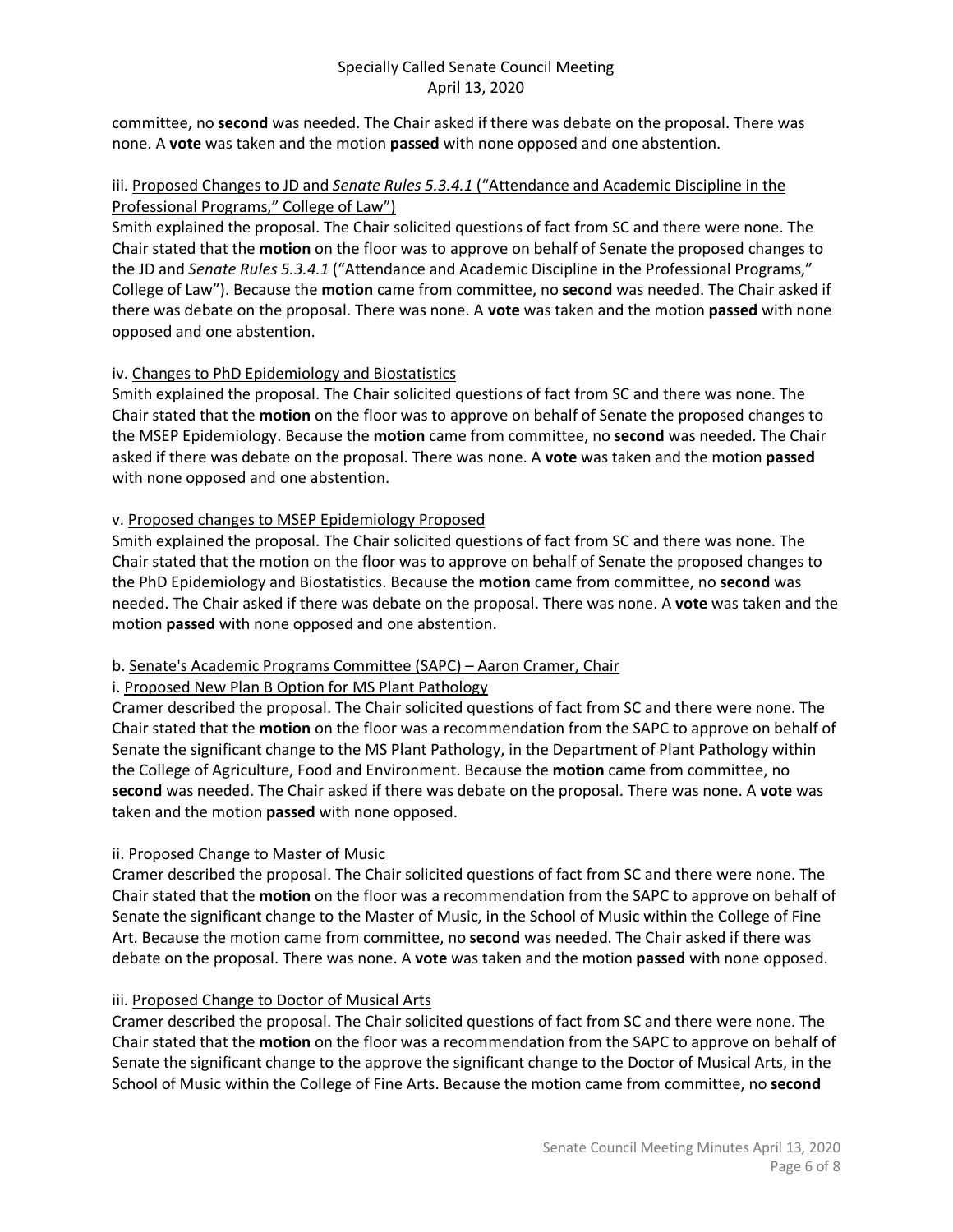committee, no **second** was needed. The Chair asked if there was debate on the proposal. There was none. A **vote** was taken and the motion **passed** with none opposed and one abstention.

iii. Proposed Changes to JD and *Senate Rules 5.3.4.1* ("Attendance and Academic Discipline in the Professional Programs," College of Law")

Smith explained the proposal. The Chair solicited questions of fact from SC and there were none. The Chair stated that the **motion** on the floor was to approve on behalf of Senate the proposed changes to the JD and *Senate Rules 5.3.4.1* ("Attendance and Academic Discipline in the Professional Programs," College of Law"). Because the **motion** came from committee, no **second** was needed. The Chair asked if there was debate on the proposal. There was none. A **vote** was taken and the motion **passed** with none opposed and one abstention.

iv. Changes to PhD Epidemiology and Biostatistics

Smith explained the proposal. The Chair solicited questions of fact from SC and there was none. The Chair stated that the **motion** on the floor was to approve on behalf of Senate the proposed changes to the MSEP Epidemiology. Because the **motion** came from committee, no **second** was needed. The Chair asked if there was debate on the proposal. There was none. A **vote** was taken and the motion **passed** with none opposed and one abstention.

v. Proposed changes to MSEP Epidemiology Proposed

Smith explained the proposal. The Chair solicited questions of fact from SC and there was none. The Chair stated that the motion on the floor was to approve on behalf of Senate the proposed changes to the PhD Epidemiology and Biostatistics. Because the **motion** came from committee, no **second** was needed. The Chair asked if there was debate on the proposal. There was none. A **vote** was taken and the motion **passed** with none opposed and one abstention.

b. Senate's Academic Programs Committee (SAPC) – Aaron Cramer, Chair

i. Proposed New Plan B Option for MS Plant Pathology

Cramer described the proposal. The Chair solicited questions of fact from SC and there were none. The Chair stated that the **motion** on the floor was a recommendation from the SAPC to approve on behalf of Senate the significant change to the MS Plant Pathology, in the Department of Plant Pathology within the College of Agriculture, Food and Environment. Because the **motion** came from committee, no **second** was needed. The Chair asked if there was debate on the proposal. There was none. A **vote** was taken and the motion **passed** with none opposed.

ii. Proposed Change to Master of Music

Cramer described the proposal. The Chair solicited questions of fact from SC and there were none. The Chair stated that the **motion** on the floor was a recommendation from the SAPC to approve on behalf of Senate the significant change to the Master of Music, in the School of Music within the College of Fine Art. Because the motion came from committee, no **second** was needed. The Chair asked if there was debate on the proposal. There was none. A **vote** was taken and the motion **passed** with none opposed.

iii. Proposed Change to Doctor of Musical Arts

Cramer described the proposal. The Chair solicited questions of fact from SC and there were none. The Chair stated that the **motion** on the floor was a recommendation from the SAPC to approve on behalf of Senate the significant change to the approve the significant change to the Doctor of Musical Arts, in the School of Music within the College of Fine Arts. Because the motion came from committee, no **second**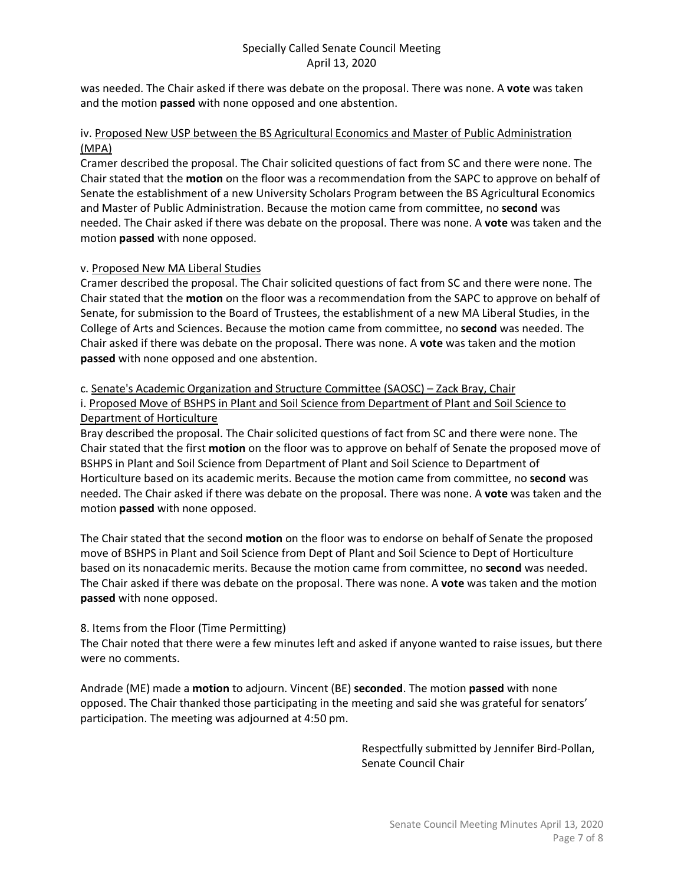was needed. The Chair asked if there was debate on the proposal. There was none. A **vote** was taken and the motion **passed** with none opposed and one abstention.

iv. Proposed New USP between the BS Agricultural Economics and Master of Public Administration (MPA)

Cramer described the proposal. The Chair solicited questions of fact from SC and there were none. The Chair stated that the **motion** on the floor was a recommendation from the SAPC to approve on behalf of Senate the establishment of a new University Scholars Program between the BS Agricultural Economics and Master of Public Administration. Because the motion came from committee, no **second** was needed. The Chair asked if there was debate on the proposal. There was none. A **vote** was taken and the motion **passed** with none opposed.

v. Proposed New MA Liberal Studies

Cramer described the proposal. The Chair solicited questions of fact from SC and there were none. The Chair stated that the **motion** on the floor was a recommendation from the SAPC to approve on behalf of Senate, for submission to the Board of Trustees, the establishment of a new MA Liberal Studies, in the College of Arts and Sciences. Because the motion came from committee, no **second** was needed. The Chair asked if there was debate on the proposal. There was none. A **vote** was taken and the motion **passed** with none opposed and one abstention.

c. Senate's Academic Organization and Structure Committee (SAOSC) – Zack Bray, Chair

i. Proposed Move of BSHPS in Plant and Soil Science from Department of Plant and Soil Science to Department of Horticulture

Bray described the proposal. The Chair solicited questions of fact from SC and there were none. The Chair stated that the first **motion** on the floor was to approve on behalf of Senate the proposed move of BSHPS in Plant and Soil Science from Department of Plant and Soil Science to Department of Horticulture based on its academic merits. Because the motion came from committee, no **second** was needed. The Chair asked if there was debate on the proposal. There was none. A **vote** was taken and the motion **passed** with none opposed.

The Chair stated that the second **motion** on the floor was to endorse on behalf of Senate the proposed move of BSHPS in Plant and Soil Science from Dept of Plant and Soil Science to Dept of Horticulture based on its nonacademic merits. Because the motion came from committee, no **second** was needed. The Chair asked if there was debate on the proposal. There was none. A **vote** was taken and the motion **passed** with none opposed.

8. Items from the Floor (Time Permitting)

The Chair noted that there were a few minutes left and asked if anyone wanted to raise issues, but there were no comments.

Andrade (ME) made a **motion** to adjourn. Vincent (BE) **seconded**. The motion **passed** with none opposed. The Chair thanked those participating in the meeting and said she was grateful for senators' participation. The meeting was adjourned at 4:50 pm.

Respectfully submitted by Jennifer Bird-Pollan,
Senate Council Chair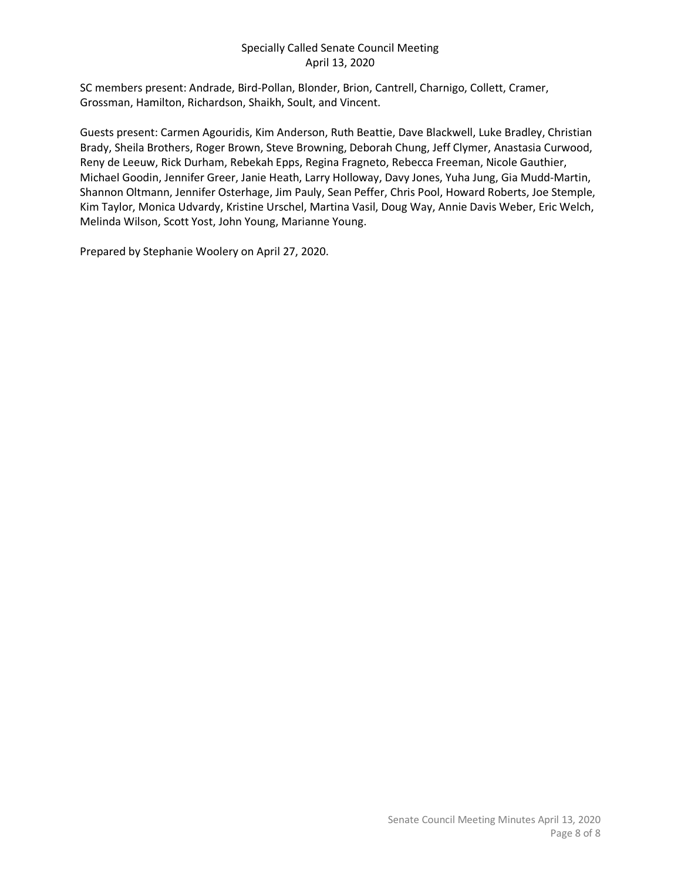SC members present: Andrade, Bird-Pollan, Blonder, Brion, Cantrell, Charnigo, Collett, Cramer, Grossman, Hamilton, Richardson, Shaikh, Soult, and Vincent.

Guests present: Carmen Agouridis, Kim Anderson, Ruth Beattie, Dave Blackwell, Luke Bradley, Christian Brady, Sheila Brothers, Roger Brown, Steve Browning, Deborah Chung, Jeff Clymer, Anastasia Curwood, Reny de Leeuw, Rick Durham, Rebekah Epps, Regina Fragneto, Rebecca Freeman, Nicole Gauthier, Michael Goodin, Jennifer Greer, Janie Heath, Larry Holloway, Davy Jones, Yuha Jung, Gia Mudd-Martin, Shannon Oltmann, Jennifer Osterhage, Jim Pauly, Sean Peffer, Chris Pool, Howard Roberts, Joe Stemple, Kim Taylor, Monica Udvardy, Kristine Urschel, Martina Vasil, Doug Way, Annie Davis Weber, Eric Welch, Melinda Wilson, Scott Yost, John Young, Marianne Young.

Prepared by Stephanie Woolery on April 27, 2020.